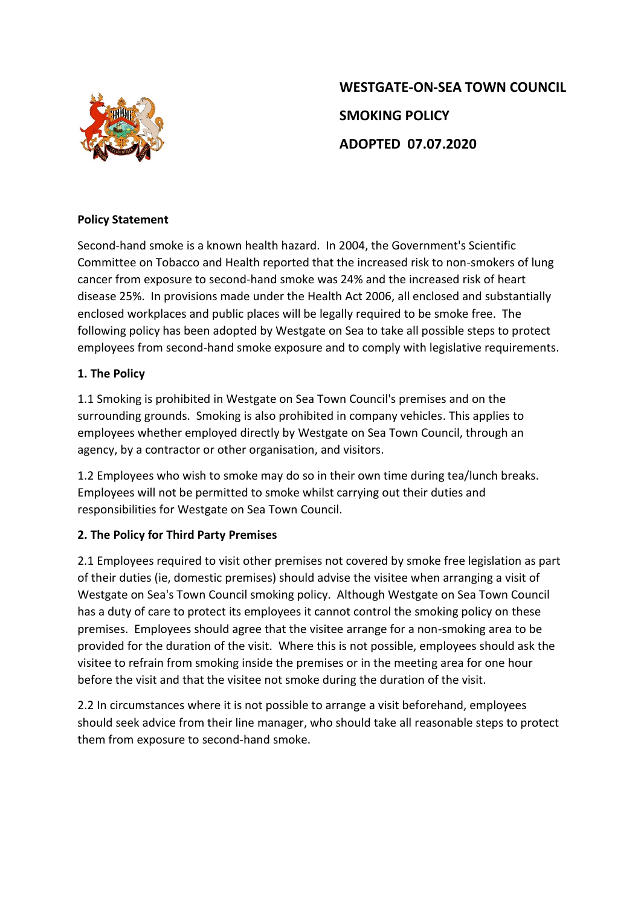# WESTGATE-ON-SEA TOWN COUNCIL

## SMOKING POLICY

## ADOPTED 07.07.2020

**Policy Statement**

Second-hand smoke is a known health hazard. In 2004, the Government's Scientific Committee on Tobacco and Health reported that the increased risk to non-smokers of lung cancer from exposure to second-hand smoke was 24% and the increased risk of heart disease 25%. In provisions made under the Health Act 2006, all enclosed and substantially enclosed workplaces and public places will be legally required to be smoke free. The following policy has been adopted by Westgate on Sea to take all possible steps to protect employees from second-hand smoke exposure and to comply with legislative requirements.

**1. The Policy**

1.1 Smoking is prohibited in Westgate on Sea Town Council's premises and on the surrounding grounds. Smoking is also prohibited in company vehicles. This applies to employees whether employed directly by Westgate on Sea Town Council, through an agency, by a contractor or other organisation, and visitors.

1.2 Employees who wish to smoke may do so in their own time during tea/lunch breaks. Employees will not be permitted to smoke whilst carrying out their duties and responsibilities for Westgate on Sea Town Council.

**2. The Policy for Third Party Premises**

2.1 Employees required to visit other premises not covered by smoke free legislation as part of their duties (ie, domestic premises) should advise the visitee when arranging a visit of Westgate on Sea's Town Council smoking policy. Although Westgate on Sea Town Council has a duty of care to protect its employees it cannot control the smoking policy on these premises. Employees should agree that the visitee arrange for a non-smoking area to be provided for the duration of the visit. Where this is not possible, employees should ask the visitee to refrain from smoking inside the premises or in the meeting area for one hour before the visit and that the visitee not smoke during the duration of the visit.

2.2 In circumstances where it is not possible to arrange a visit beforehand, employees should seek advice from their line manager, who should take all reasonable steps to protect them from exposure to second-hand smoke.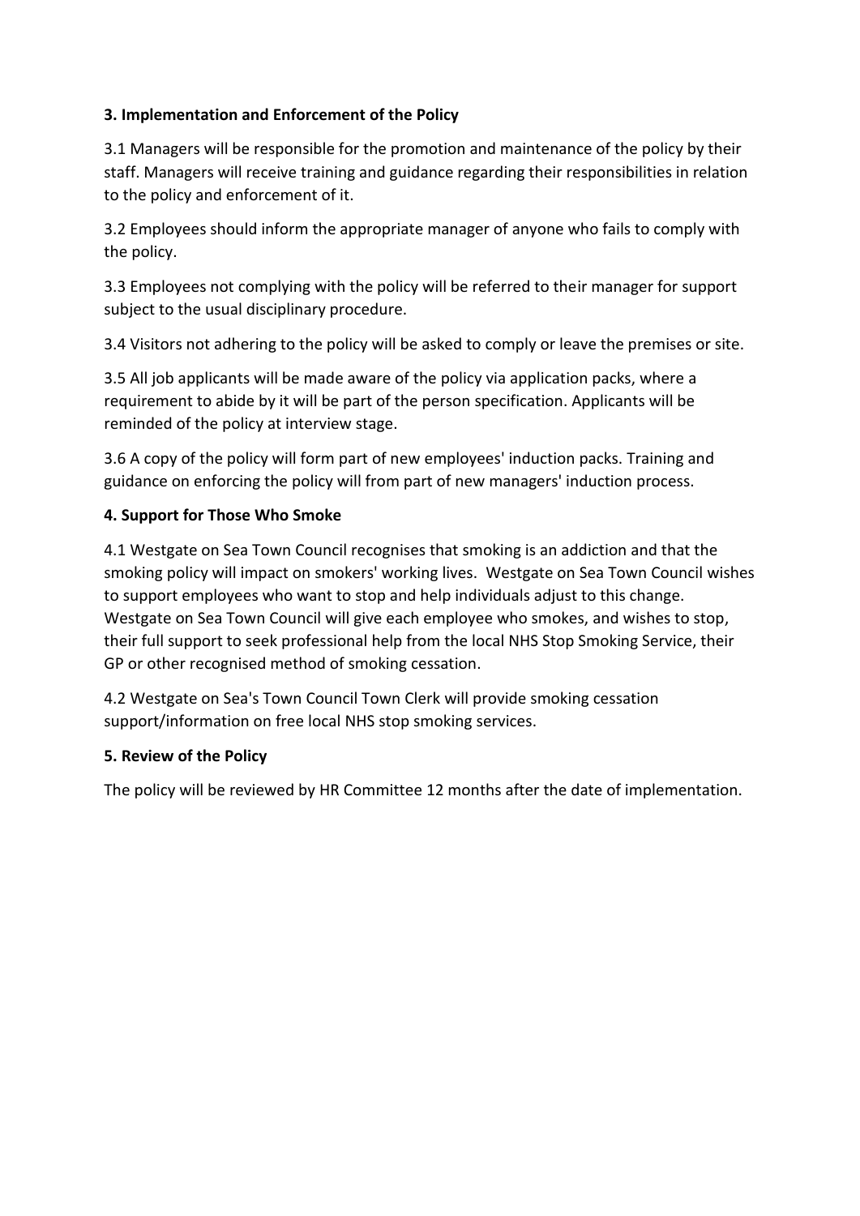### 3. Implementation and Enforcement of the Policy

3.1 Managers will be responsible for the promotion and maintenance of the policy by their staff. Managers will receive training and guidance regarding their responsibilities in relation to the policy and enforcement of it.

3.2 Employees should inform the appropriate manager of anyone who fails to comply with the policy.

3.3 Employees not complying with the policy will be referred to their manager for support subject to the usual disciplinary procedure.

3.4 Visitors not adhering to the policy will be asked to comply or leave the premises or site.

3.5 All job applicants will be made aware of the policy via application packs, where a requirement to abide by it will be part of the person specification. Applicants will be reminded of the policy at interview stage.

3.6 A copy of the policy will form part of new employees' induction packs. Training and guidance on enforcing the policy will from part of new managers' induction process.

### 4. Support for Those Who Smoke

4.1 Westgate on Sea Town Council recognises that smoking is an addiction and that the smoking policy will impact on smokers' working lives. Westgate on Sea Town Council wishes to support employees who want to stop and help individuals adjust to this change. Westgate on Sea Town Council will give each employee who smokes, and wishes to stop, their full support to seek professional help from the local NHS Stop Smoking Service, their GP or other recognised method of smoking cessation.

4.2 Westgate on Sea's Town Council Town Clerk will provide smoking cessation support/information on free local NHS stop smoking services.

### 5. Review of the Policy

The policy will be reviewed by HR Committee 12 months after the date of implementation.